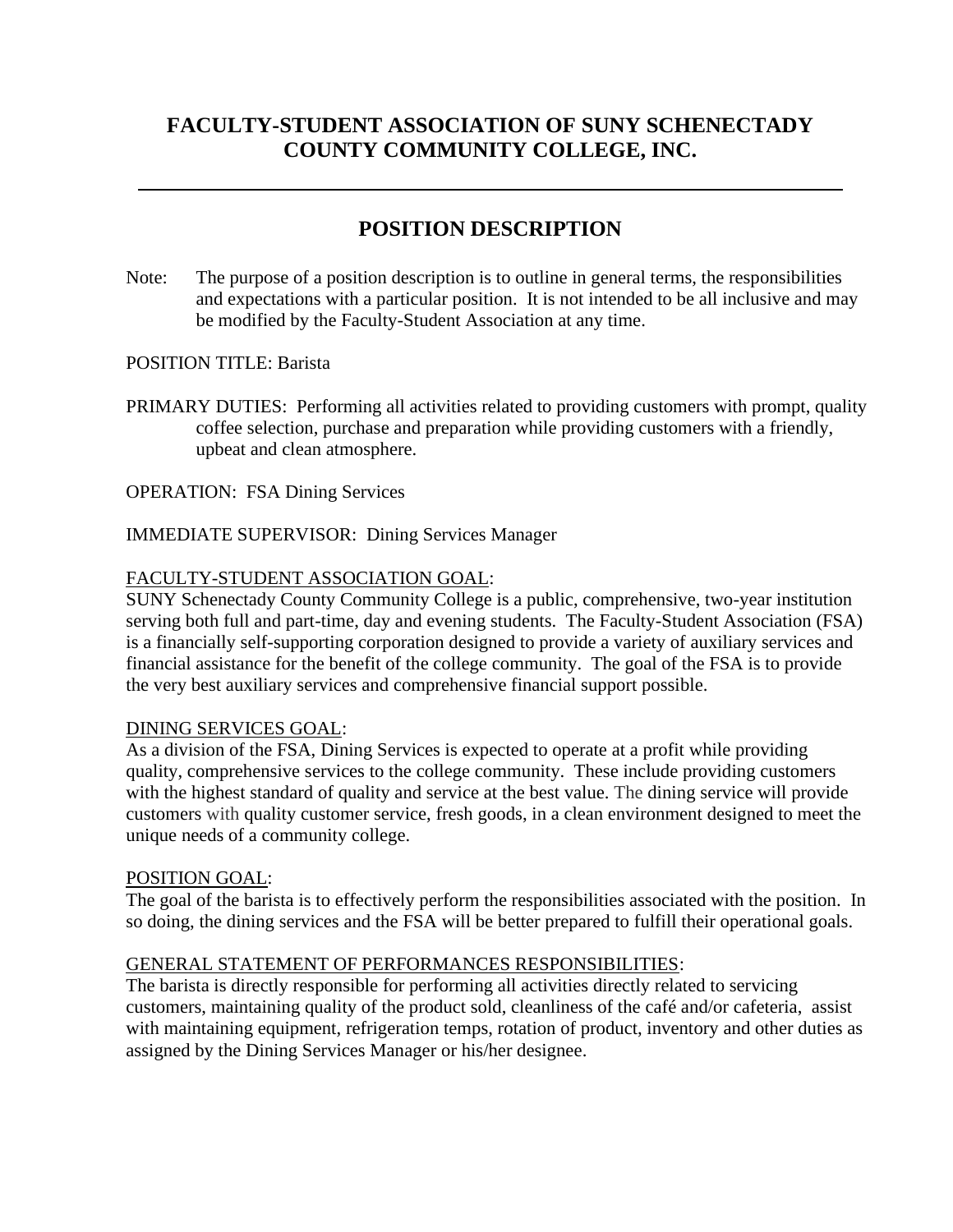# FACULTY-STUDENT ASSOCIATION OF SUNY SCHENECTADY COUNTY COMMUNITY COLLEGE, INC.

---

## POSITION DESCRIPTION

Note: The purpose of a position description is to outline in general terms, the responsibilities and expectations with a particular position. It is not intended to be all inclusive and may be modified by the Faculty-Student Association at any time.

POSITION TITLE: Barista

PRIMARY DUTIES: Performing all activities related to providing customers with prompt, quality coffee selection, purchase and preparation while providing customers with a friendly, upbeat and clean atmosphere.

OPERATION: FSA Dining Services

IMMEDIATE SUPERVISOR: Dining Services Manager

FACULTY-STUDENT ASSOCIATION GOAL:
SUNY Schenectady County Community College is a public, comprehensive, two-year institution serving both full and part-time, day and evening students. The Faculty-Student Association (FSA) is a financially self-supporting corporation designed to provide a variety of auxiliary services and financial assistance for the benefit of the college community. The goal of the FSA is to provide the very best auxiliary services and comprehensive financial support possible.

DINING SERVICES GOAL:
As a division of the FSA, Dining Services is expected to operate at a profit while providing quality, comprehensive services to the college community. These include providing customers with the highest standard of quality and service at the best value. The dining service will provide customers with quality customer service, fresh goods, in a clean environment designed to meet the unique needs of a community college.

POSITION GOAL:
The goal of the barista is to effectively perform the responsibilities associated with the position. In so doing, the dining services and the FSA will be better prepared to fulfill their operational goals.

GENERAL STATEMENT OF PERFORMANCES RESPONSIBILITIES:
The barista is directly responsible for performing all activities directly related to servicing customers, maintaining quality of the product sold, cleanliness of the café and/or cafeteria, assist with maintaining equipment, refrigeration temps, rotation of product, inventory and other duties as assigned by the Dining Services Manager or his/her designee.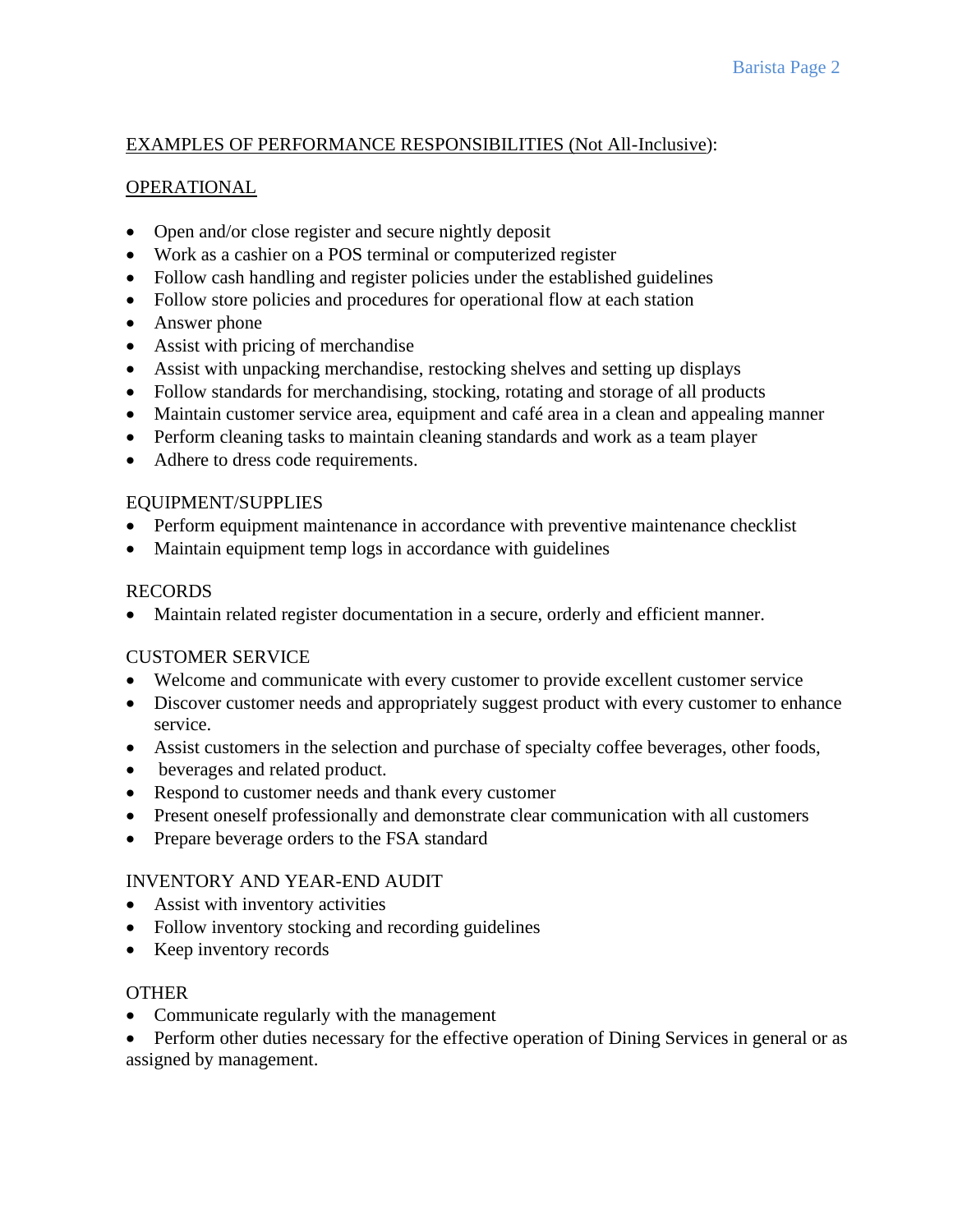EXAMPLES OF PERFORMANCE RESPONSIBILITIES (Not All-Inclusive):

OPERATIONAL

- Open and/or close register and secure nightly deposit
- Work as a cashier on a POS terminal or computerized register
- Follow cash handling and register policies under the established guidelines
- Follow store policies and procedures for operational flow at each station
- Answer phone
- Assist with pricing of merchandise
- Assist with unpacking merchandise, restocking shelves and setting up displays
- Follow standards for merchandising, stocking, rotating and storage of all products
- Maintain customer service area, equipment and café area in a clean and appealing manner
- Perform cleaning tasks to maintain cleaning standards and work as a team player
- Adhere to dress code requirements.

EQUIPMENT/SUPPLIES

- Perform equipment maintenance in accordance with preventive maintenance checklist
- Maintain equipment temp logs in accordance with guidelines

RECORDS

- Maintain related register documentation in a secure, orderly and efficient manner.

CUSTOMER SERVICE

- Welcome and communicate with every customer to provide excellent customer service
- Discover customer needs and appropriately suggest product with every customer to enhance service.
- Assist customers in the selection and purchase of specialty coffee beverages, other foods,
- beverages and related product.
- Respond to customer needs and thank every customer
- Present oneself professionally and demonstrate clear communication with all customers
- Prepare beverage orders to the FSA standard

INVENTORY AND YEAR-END AUDIT

- Assist with inventory activities
- Follow inventory stocking and recording guidelines
- Keep inventory records

OTHER

- Communicate regularly with the management
- Perform other duties necessary for the effective operation of Dining Services in general or as assigned by management.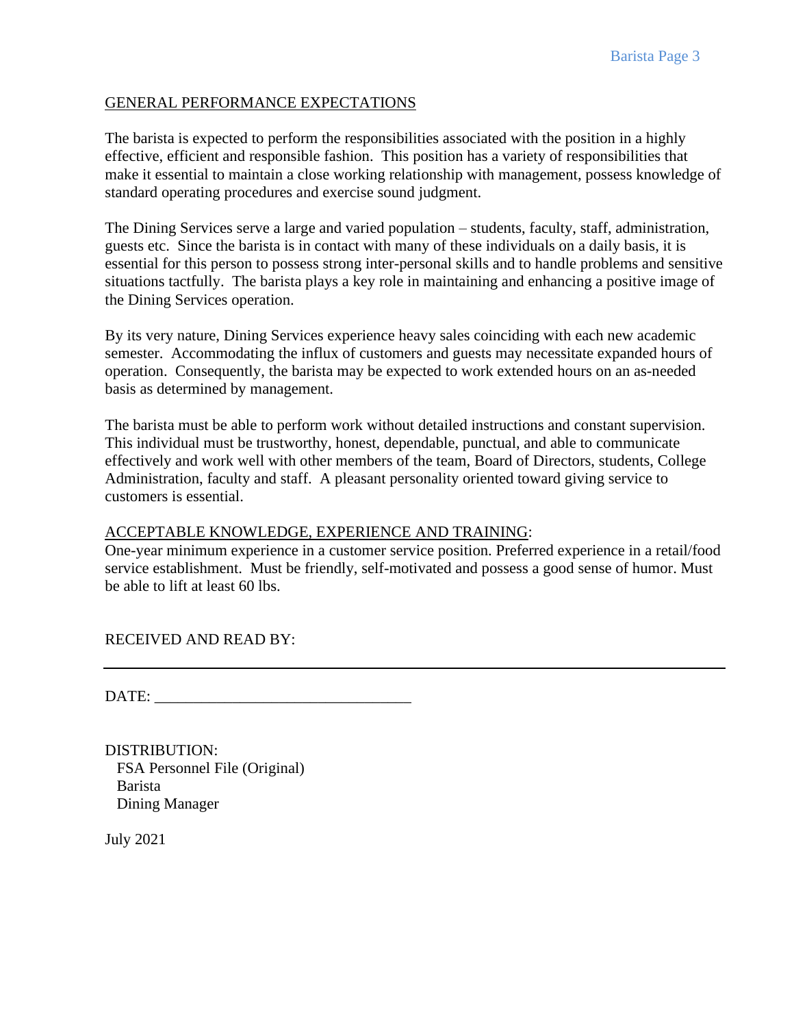<u>GENERAL PERFORMANCE EXPECTATIONS</u>

The barista is expected to perform the responsibilities associated with the position in a highly effective, efficient and responsible fashion. This position has a variety of responsibilities that make it essential to maintain a close working relationship with management, possess knowledge of standard operating procedures and exercise sound judgment.

The Dining Services serve a large and varied population – students, faculty, staff, administration, guests etc. Since the barista is in contact with many of these individuals on a daily basis, it is essential for this person to possess strong inter-personal skills and to handle problems and sensitive situations tactfully. The barista plays a key role in maintaining and enhancing a positive image of the Dining Services operation.

By its very nature, Dining Services experience heavy sales coinciding with each new academic semester. Accommodating the influx of customers and guests may necessitate expanded hours of operation. Consequently, the barista may be expected to work extended hours on an as-needed basis as determined by management.

The barista must be able to perform work without detailed instructions and constant supervision. This individual must be trustworthy, honest, dependable, punctual, and able to communicate effectively and work well with other members of the team, Board of Directors, students, College Administration, faculty and staff. A pleasant personality oriented toward giving service to customers is essential.

<u>ACCEPTABLE KNOWLEDGE, EXPERIENCE AND TRAINING</u>:
One-year minimum experience in a customer service position. Preferred experience in a retail/food service establishment. Must be friendly, self-motivated and possess a good sense of humor. Must be able to lift at least 60 lbs.

RECEIVED AND READ BY:

---

DATE: ________________________________

DISTRIBUTION:
FSA Personnel File (Original)
Barista
Dining Manager

July 2021